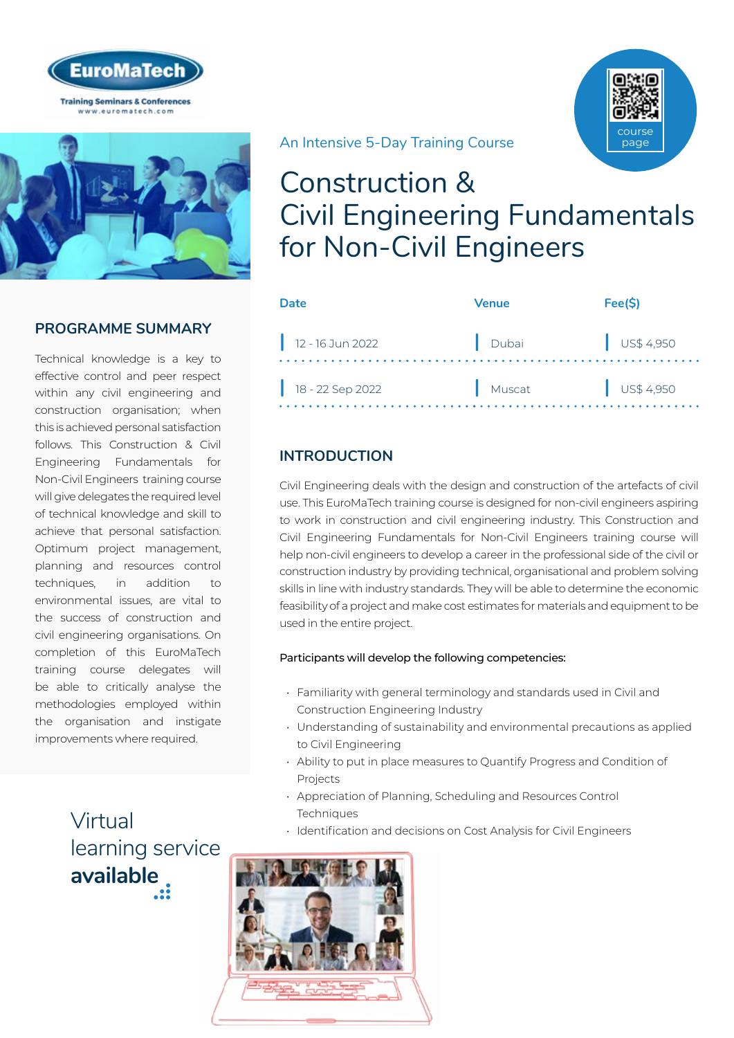EuroMaTech

Training Seminars & Conferences
www.euromatech.com

An Intensive 5-Day Training Course

# Construction & Civil Engineering Fundamentals for Non-Civil Engineers

course page

| Date | Venue | Fee($) |
|---|---|---|
| 12 - 16 Jun 2022 | Dubai | US$ 4,950 |
| 18 - 22 Sep 2022 | Muscat | US$ 4,950 |

## PROGRAMME SUMMARY

Technical knowledge is a key to effective control and peer respect within any civil engineering and construction organisation; when this is achieved personal satisfaction follows. This Construction & Civil Engineering Fundamentals for Non-Civil Engineers training course will give delegates the required level of technical knowledge and skill to achieve that personal satisfaction. Optimum project management, planning and resources control techniques, in addition to environmental issues, are vital to the success of construction and civil engineering organisations. On completion of this EuroMaTech training course delegates will be able to critically analyse the methodologies employed within the organisation and instigate improvements where required.

Virtual learning service **available**

## INTRODUCTION

Civil Engineering deals with the design and construction of the artefacts of civil use. This EuroMaTech training course is designed for non-civil engineers aspiring to work in construction and civil engineering industry. This Construction and Civil Engineering Fundamentals for Non-Civil Engineers training course will help non-civil engineers to develop a career in the professional side of the civil or construction industry by providing technical, organisational and problem solving skills in line with industry standards. They will be able to determine the economic feasibility of a project and make cost estimates for materials and equipment to be used in the entire project.

Participants will develop the following competencies:

- Familiarity with general terminology and standards used in Civil and Construction Engineering Industry
- Understanding of sustainability and environmental precautions as applied to Civil Engineering
- Ability to put in place measures to Quantify Progress and Condition of Projects
- Appreciation of Planning, Scheduling and Resources Control Techniques
- Identification and decisions on Cost Analysis for Civil Engineers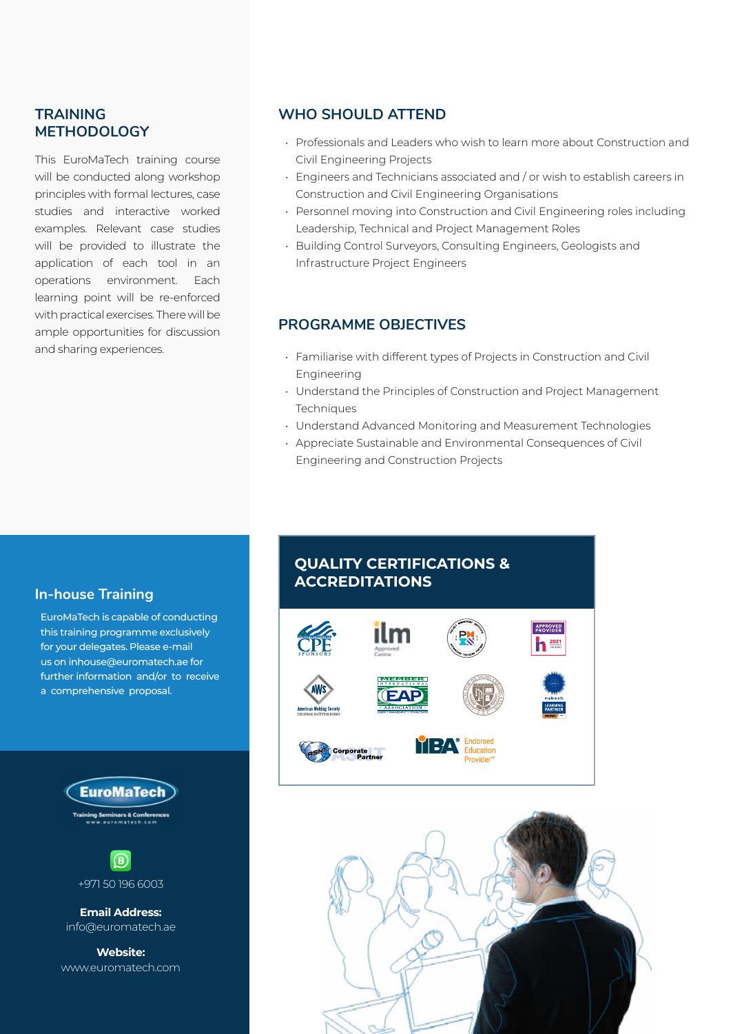## TRAINING METHODOLOGY

This EuroMaTech training course will be conducted along workshop principles with formal lectures, case studies and interactive worked examples. Relevant case studies will be provided to illustrate the application of each tool in an operations environment. Each learning point will be re-enforced with practical exercises. There will be ample opportunities for discussion and sharing experiences.

## WHO SHOULD ATTEND

- Professionals and Leaders who wish to learn more about Construction and Civil Engineering Projects
- Engineers and Technicians associated and / or wish to establish careers in Construction and Civil Engineering Organisations
- Personnel moving into Construction and Civil Engineering roles including Leadership, Technical and Project Management Roles
- Building Control Surveyors, Consulting Engineers, Geologists and Infrastructure Project Engineers

## PROGRAMME OBJECTIVES

- Familiarise with different types of Projects in Construction and Civil Engineering
- Understand the Principles of Construction and Project Management Techniques
- Understand Advanced Monitoring and Measurement Technologies
- Appreciate Sustainable and Environmental Consequences of Civil Engineering and Construction Projects

## In-house Training

EuroMaTech is capable of conducting this training programme exclusively for your delegates. Please e-mail us on inhouse@euromatech.ae for further information and/or to receive a comprehensive proposal.

## QUALITY CERTIFICATIONS & ACCREDITATIONS

EuroMaTech
Training Seminars & Conferences
www.euromatech.com

+971 50 196 6003

**Email Address:**
info@euromatech.ae

**Website:**
www.euromatech.com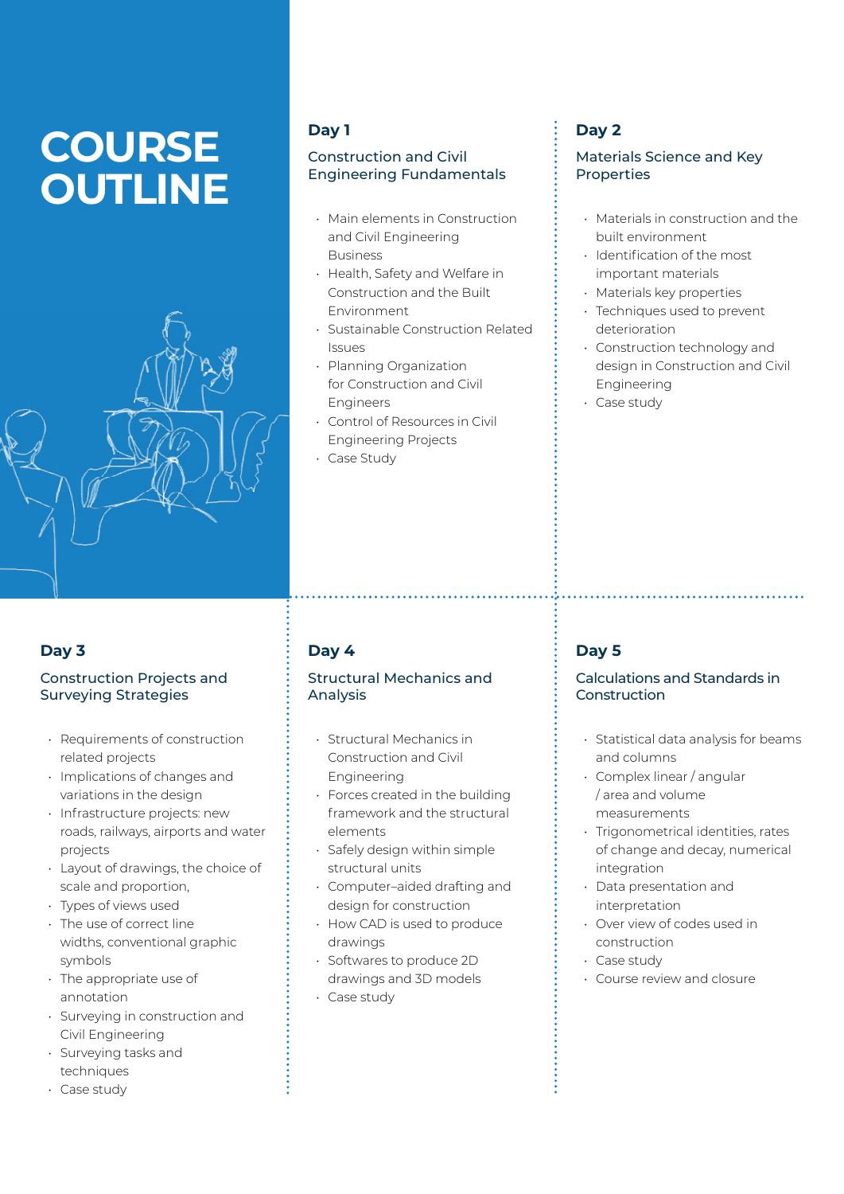# COURSE OUTLINE

## Day 1

### Construction and Civil Engineering Fundamentals

- Main elements in Construction and Civil Engineering Business
- Health, Safety and Welfare in Construction and the Built Environment
- Sustainable Construction Related Issues
- Planning Organization for Construction and Civil Engineers
- Control of Resources in Civil Engineering Projects
- Case Study

## Day 2

### Materials Science and Key Properties

- Materials in construction and the built environment
- Identification of the most important materials
- Materials key properties
- Techniques used to prevent deterioration
- Construction technology and design in Construction and Civil Engineering
- Case study

## Day 3

### Construction Projects and Surveying Strategies

- Requirements of construction related projects
- Implications of changes and variations in the design
- Infrastructure projects: new roads, railways, airports and water projects
- Layout of drawings, the choice of scale and proportion,
- Types of views used
- The use of correct line widths, conventional graphic symbols
- The appropriate use of annotation
- Surveying in construction and Civil Engineering
- Surveying tasks and techniques
- Case study

## Day 4

### Structural Mechanics and Analysis

- Structural Mechanics in Construction and Civil Engineering
- Forces created in the building framework and the structural elements
- Safely design within simple structural units
- Computer–aided drafting and design for construction
- How CAD is used to produce drawings
- Softwares to produce 2D drawings and 3D models
- Case study

## Day 5

### Calculations and Standards in Construction

- Statistical data analysis for beams and columns
- Complex linear / angular / area and volume measurements
- Trigonometrical identities, rates of change and decay, numerical integration
- Data presentation and interpretation
- Over view of codes used in construction
- Case study
- Course review and closure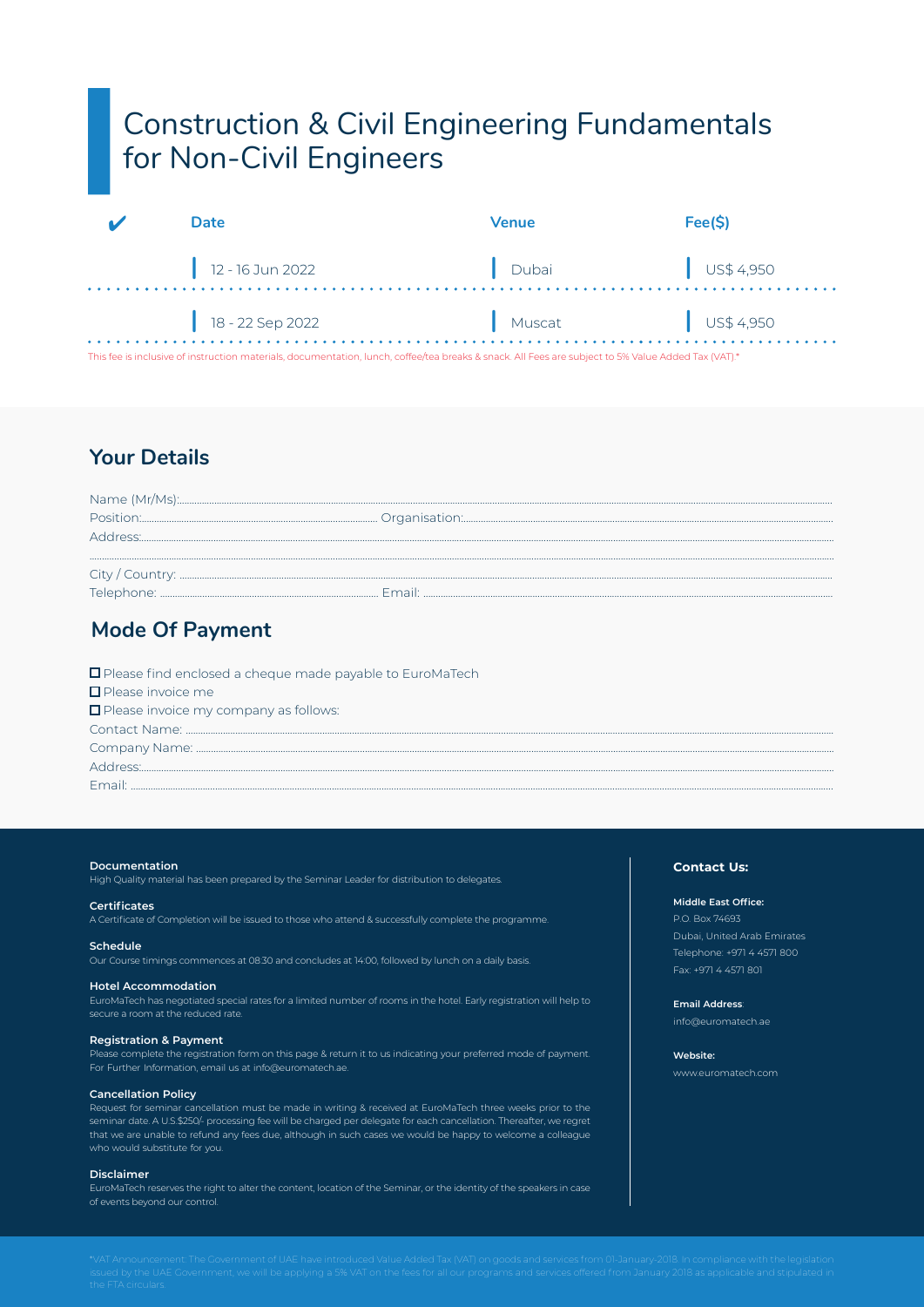# Construction & Civil Engineering Fundamentals for Non-Civil Engineers

| ✔ | Date | Venue | Fee($) |
| --- | --- | --- | --- |
| | 12 - 16 Jun 2022 | Dubai | US$ 4,950 |
| | 18 - 22 Sep 2022 | Muscat | US$ 4,950 |

This fee is inclusive of instruction materials, documentation, lunch, coffee/tea breaks & snack. All Fees are subject to 5% Value Added Tax (VAT).*

## Your Details

Name (Mr/Ms):........................................

Position:........................................ Organisation:........................................

Address:........................................

........................................

City / Country: ........................................

Telephone: ........................................ Email: ........................................

## Mode Of Payment

☐ Please find enclosed a cheque made payable to EuroMaTech

☐ Please invoice me

☐ Please invoice my company as follows:

Contact Name: ........................................

Company Name: ........................................

Address:........................................

Email: ........................................

**Documentation**
High Quality material has been prepared by the Seminar Leader for distribution to delegates.

**Certificates**
A Certificate of Completion will be issued to those who attend & successfully complete the programme.

**Schedule**
Our Course timings commences at 08:30 and concludes at 14:00, followed by lunch on a daily basis.

**Hotel Accommodation**
EuroMaTech has negotiated special rates for a limited number of rooms in the hotel. Early registration will help to secure a room at the reduced rate.

**Registration & Payment**
Please complete the registration form on this page & return it to us indicating your preferred mode of payment. For Further Information, email us at info@euromatech.ae.

**Cancellation Policy**
Request for seminar cancellation must be made in writing & received at EuroMaTech three weeks prior to the seminar date. A U.S.$250/- processing fee will be charged per delegate for each cancellation. Thereafter, we regret that we are unable to refund any fees due, although in such cases we would be happy to welcome a colleague who would substitute for you.

**Disclaimer**
EuroMaTech reserves the right to alter the content, location of the Seminar, or the identity of the speakers in case of events beyond our control.

### Contact Us:

**Middle East Office:**
P.O. Box 74693
Dubai, United Arab Emirates
Telephone: +971 4 4571 800
Fax: +971 4 4571 801

**Email Address**:
info@euromatech.ae

**Website:**
www.euromatech.com

*VAT Announcement: The Government of UAE have introduced Value Added Tax (VAT) on goods and services from 01-January-2018. In compliance with the legislation issued by the UAE Government, we will be applying a 5% VAT on the fees for all our programs and services offered from January 2018 as applicable and stipulated in the FTA circulars.